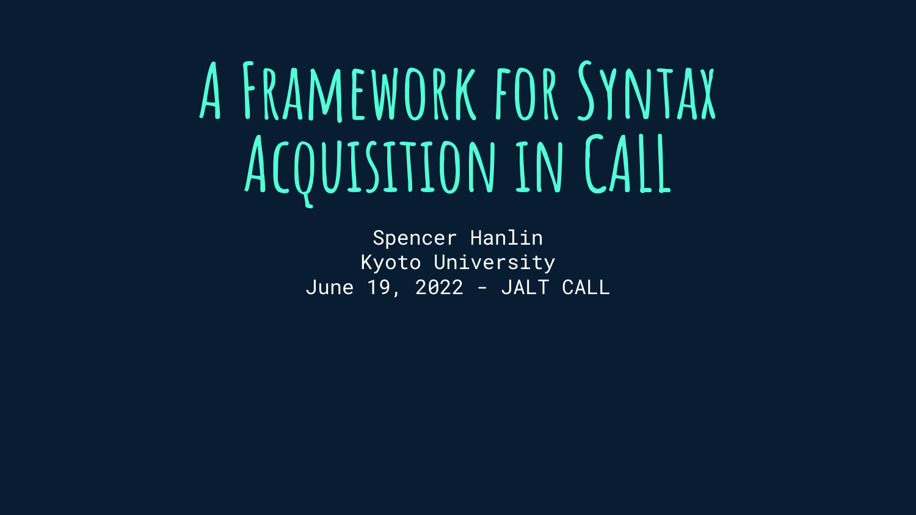# A Framework for Syntax Acquisition in CALL

Spencer Hanlin
Kyoto University
June 19, 2022 - JALT CALL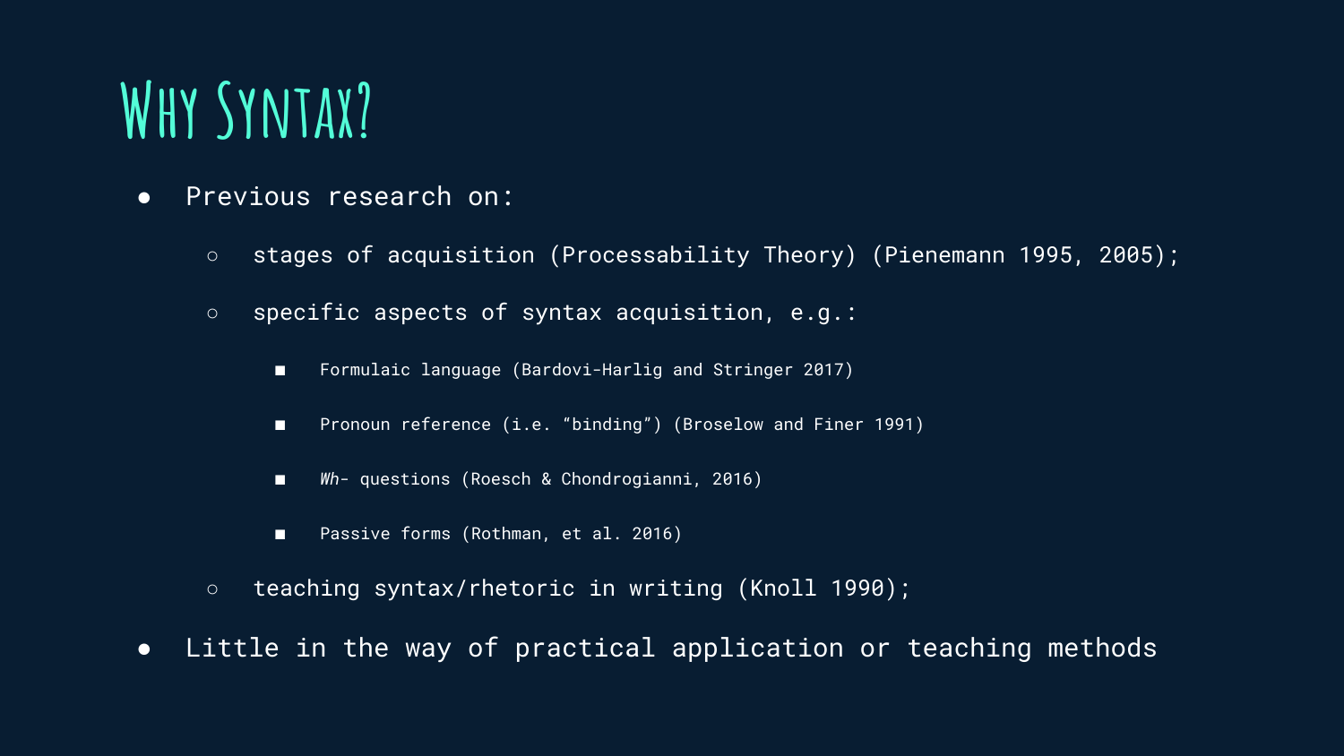# Why Syntax?

- Previous research on:
  - stages of acquisition (Processability Theory) (Pienemann 1995, 2005);
  - specific aspects of syntax acquisition, e.g.:
    - Formulaic language (Bardovi-Harlig and Stringer 2017)
    - Pronoun reference (i.e. “binding”) (Broselow and Finer 1991)
    - *Wh-* questions (Roesch & Chondrogianni, 2016)
    - Passive forms (Rothman, et al. 2016)
  - teaching syntax/rhetoric in writing (Knoll 1990);
- Little in the way of practical application or teaching methods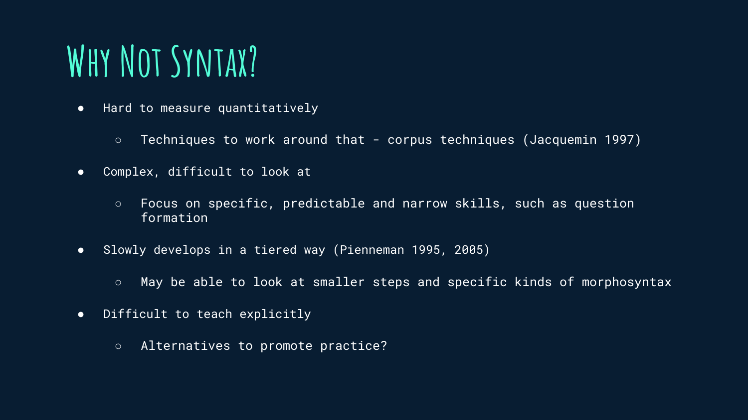# Why Not Syntax?

- Hard to measure quantitatively
  - Techniques to work around that - corpus techniques (Jacquemin 1997)
- Complex, difficult to look at
  - Focus on specific, predictable and narrow skills, such as question formation
- Slowly develops in a tiered way (Pienneman 1995, 2005)
  - May be able to look at smaller steps and specific kinds of morphosyntax
- Difficult to teach explicitly
  - Alternatives to promote practice?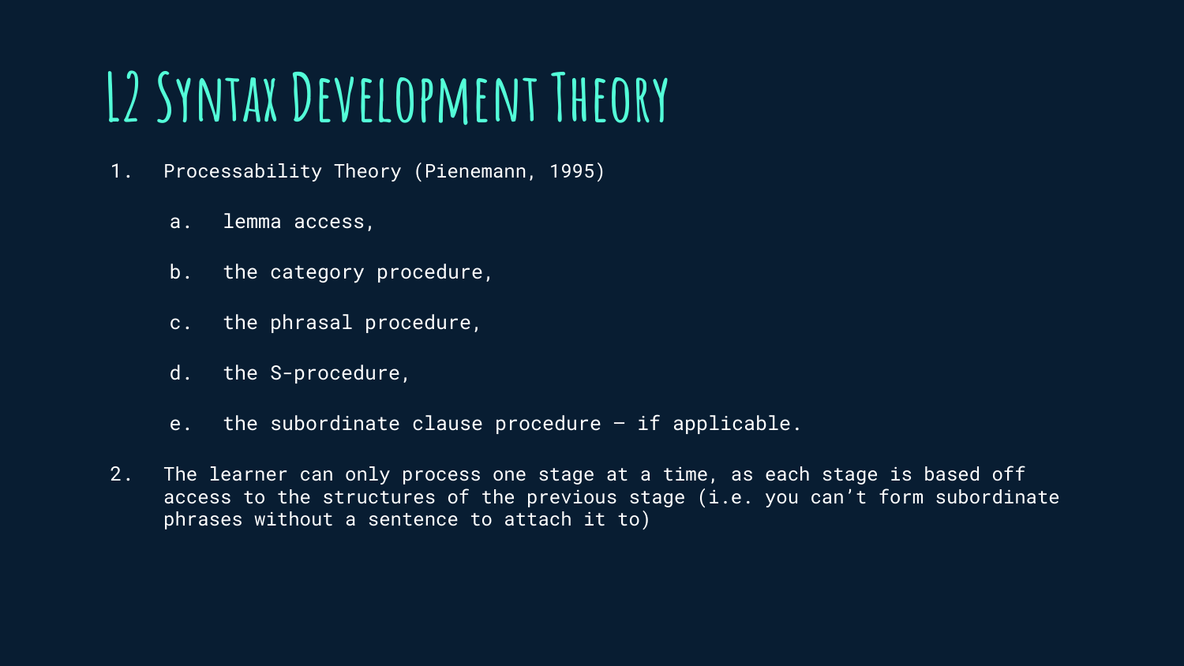# L2 Syntax Development Theory

1. Processability Theory (Pienemann, 1995)
    a. lemma access,
    b. the category procedure,
    c. the phrasal procedure,
    d. the S-procedure,
    e. the subordinate clause procedure – if applicable.
2. The learner can only process one stage at a time, as each stage is based off access to the structures of the previous stage (i.e. you can't form subordinate phrases without a sentence to attach it to)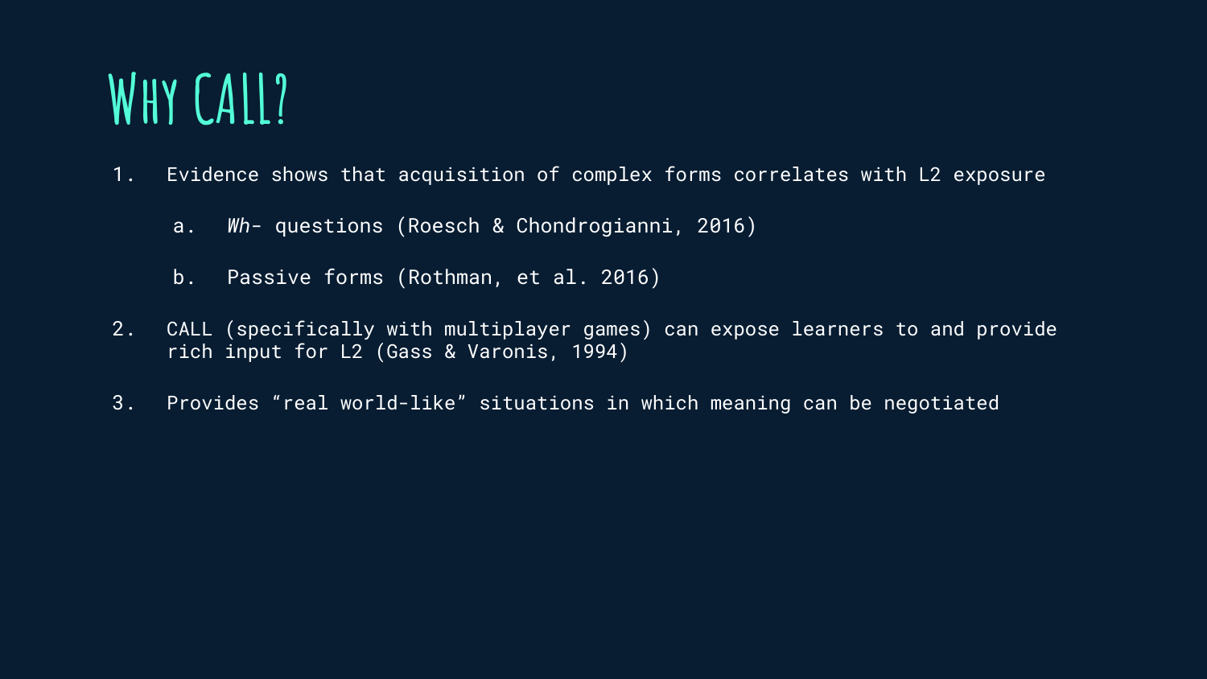# Why CALL?

1. Evidence shows that acquisition of complex forms correlates with L2 exposure
    a. *Wh-* questions (Roesch & Chondrogianni, 2016)
    b. Passive forms (Rothman, et al. 2016)
2. CALL (specifically with multiplayer games) can expose learners to and provide rich input for L2 (Gass & Varonis, 1994)
3. Provides “real world-like” situations in which meaning can be negotiated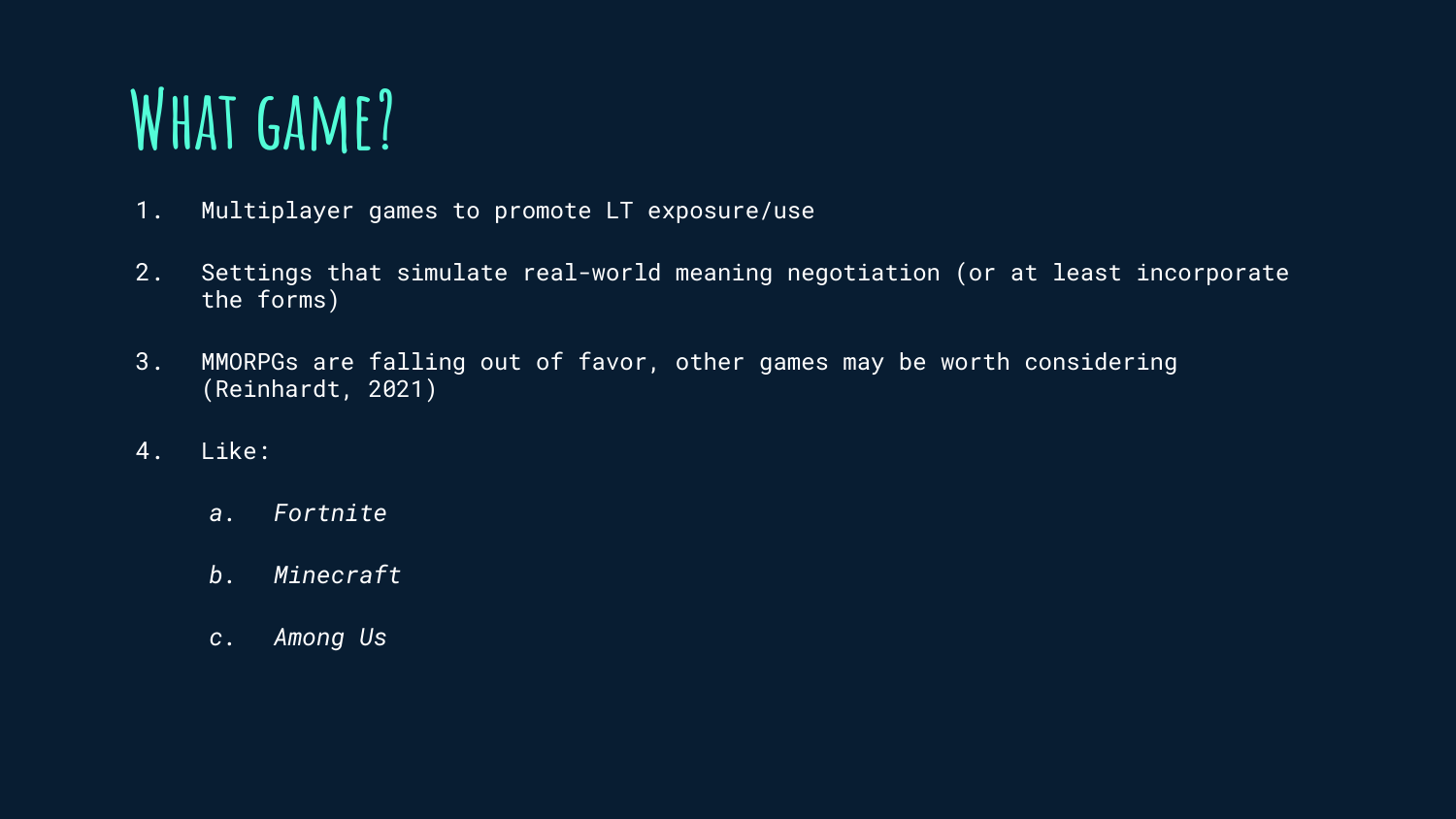# What game?

1. Multiplayer games to promote LT exposure/use
2. Settings that simulate real-world meaning negotiation (or at least incorporate the forms)
3. MMORPGs are falling out of favor, other games may be worth considering (Reinhardt, 2021)
4. Like:
    a. *Fortnite*
    b. *Minecraft*
    c. *Among Us*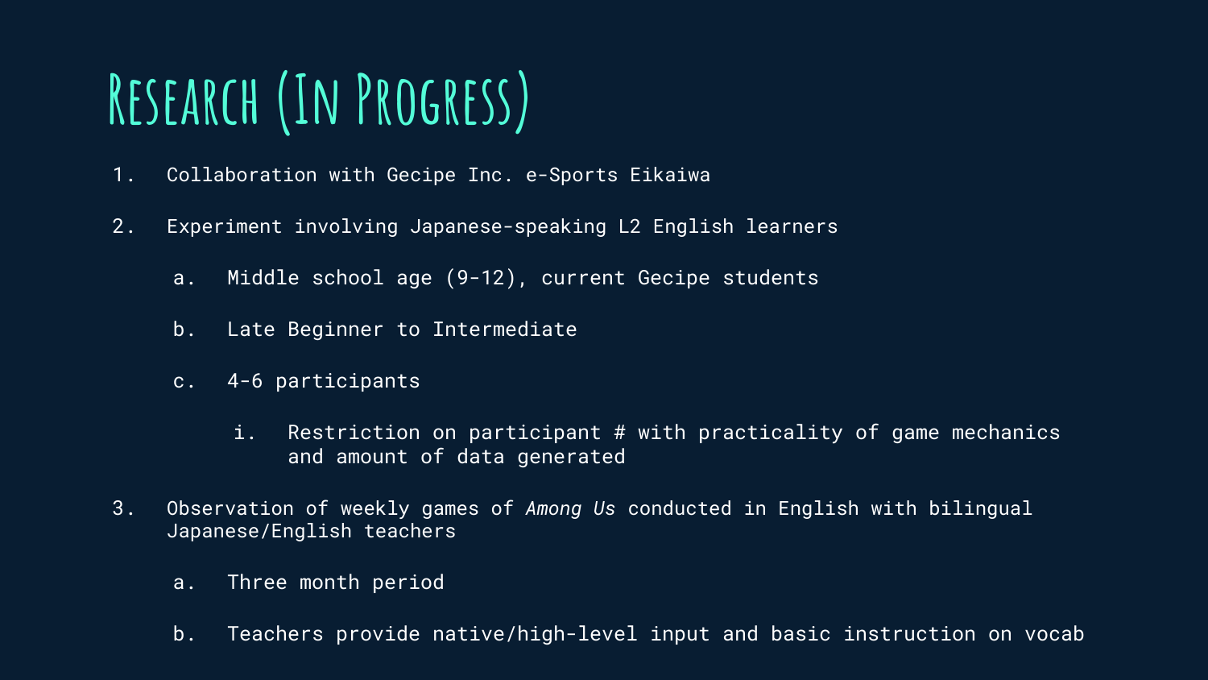# Research (In Progress)

1. Collaboration with Gecipe Inc. e-Sports Eikaiwa
2. Experiment involving Japanese-speaking L2 English learners
   a. Middle school age (9-12), current Gecipe students
   b. Late Beginner to Intermediate
   c. 4-6 participants
      i. Restriction on participant # with practicality of game mechanics and amount of data generated
3. Observation of weekly games of *Among Us* conducted in English with bilingual Japanese/English teachers
   a. Three month period
   b. Teachers provide native/high-level input and basic instruction on vocab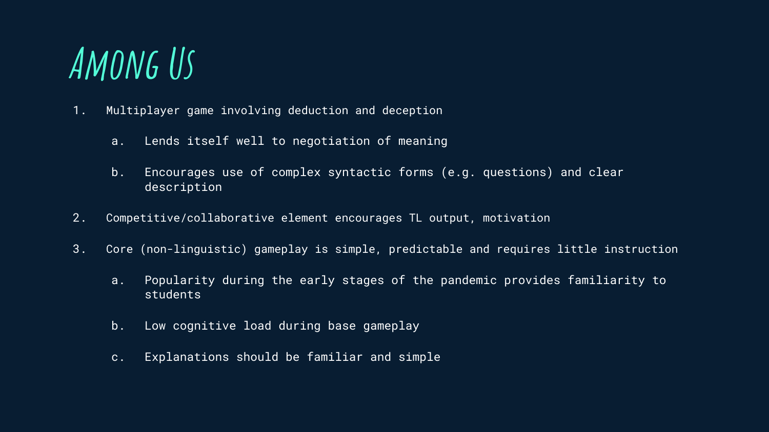# Among Us

1. Multiplayer game involving deduction and deception
   a. Lends itself well to negotiation of meaning
   b. Encourages use of complex syntactic forms (e.g. questions) and clear description
2. Competitive/collaborative element encourages TL output, motivation
3. Core (non-linguistic) gameplay is simple, predictable and requires little instruction
   a. Popularity during the early stages of the pandemic provides familiarity to students
   b. Low cognitive load during base gameplay
   c. Explanations should be familiar and simple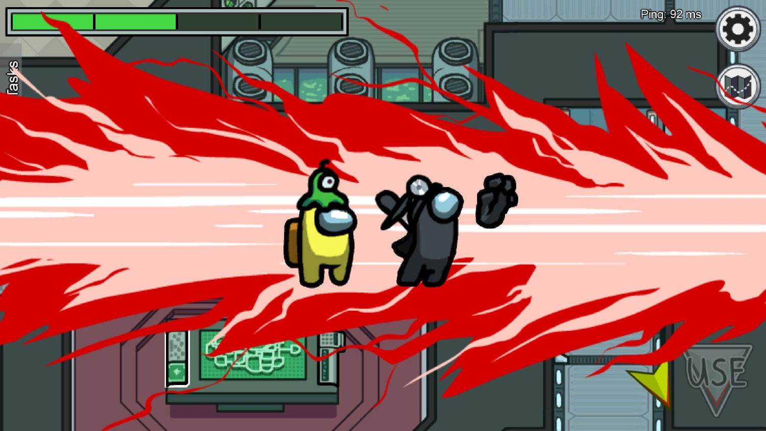Tasks

Ping: 92 ms

USE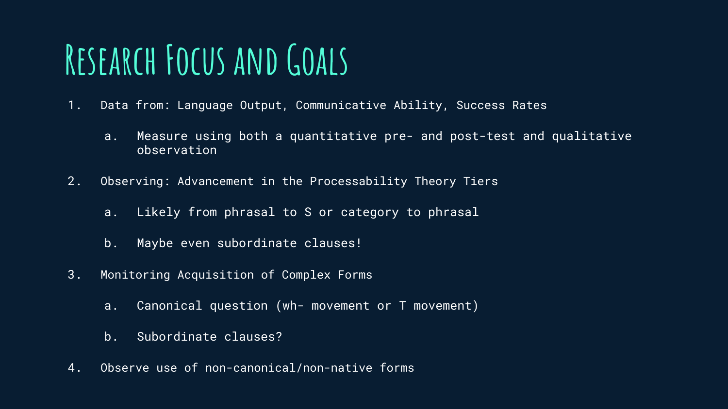# Research Focus and Goals

1. Data from: Language Output, Communicative Ability, Success Rates
    a. Measure using both a quantitative pre- and post-test and qualitative observation
2. Observing: Advancement in the Processability Theory Tiers
    a. Likely from phrasal to S or category to phrasal
    b. Maybe even subordinate clauses!
3. Monitoring Acquisition of Complex Forms
    a. Canonical question (wh- movement or T movement)
    b. Subordinate clauses?
4. Observe use of non-canonical/non-native forms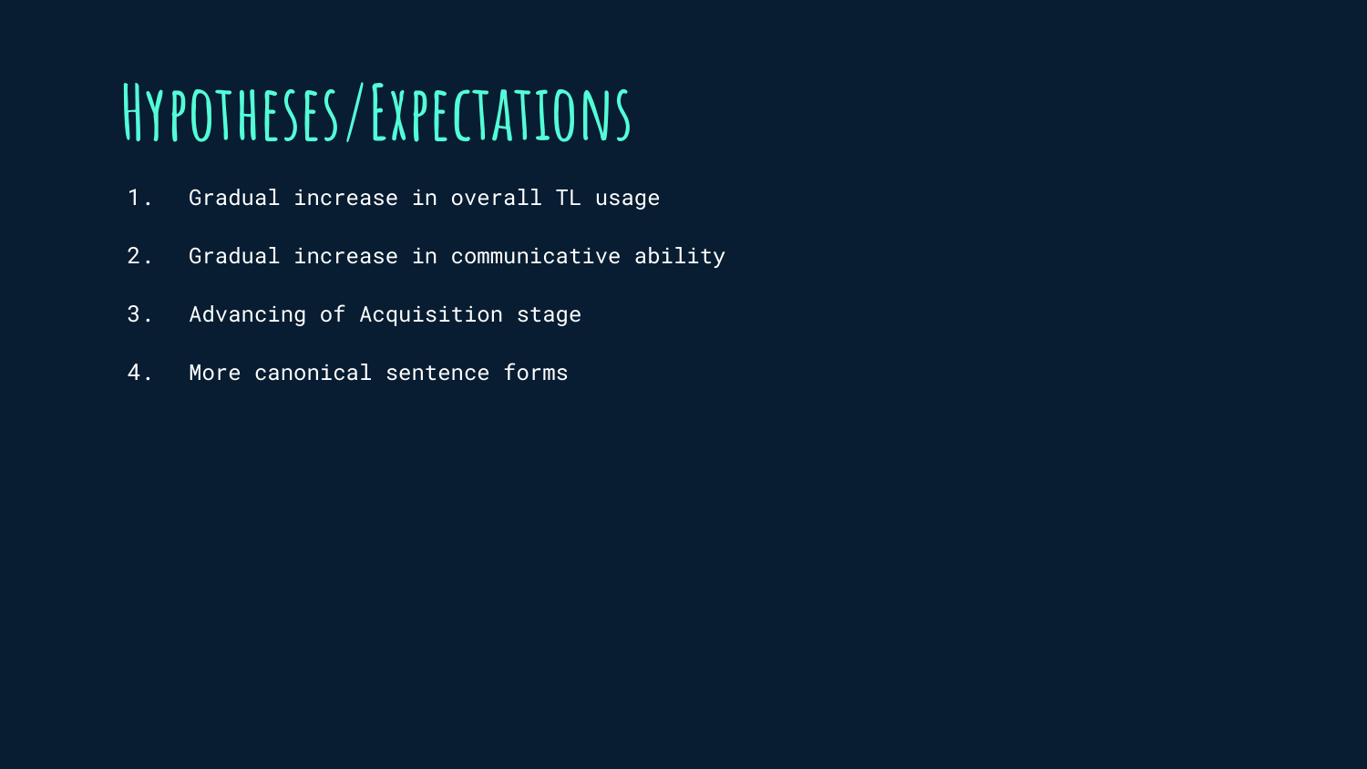# Hypotheses/Expectations

1. Gradual increase in overall TL usage
2. Gradual increase in communicative ability
3. Advancing of Acquisition stage
4. More canonical sentence forms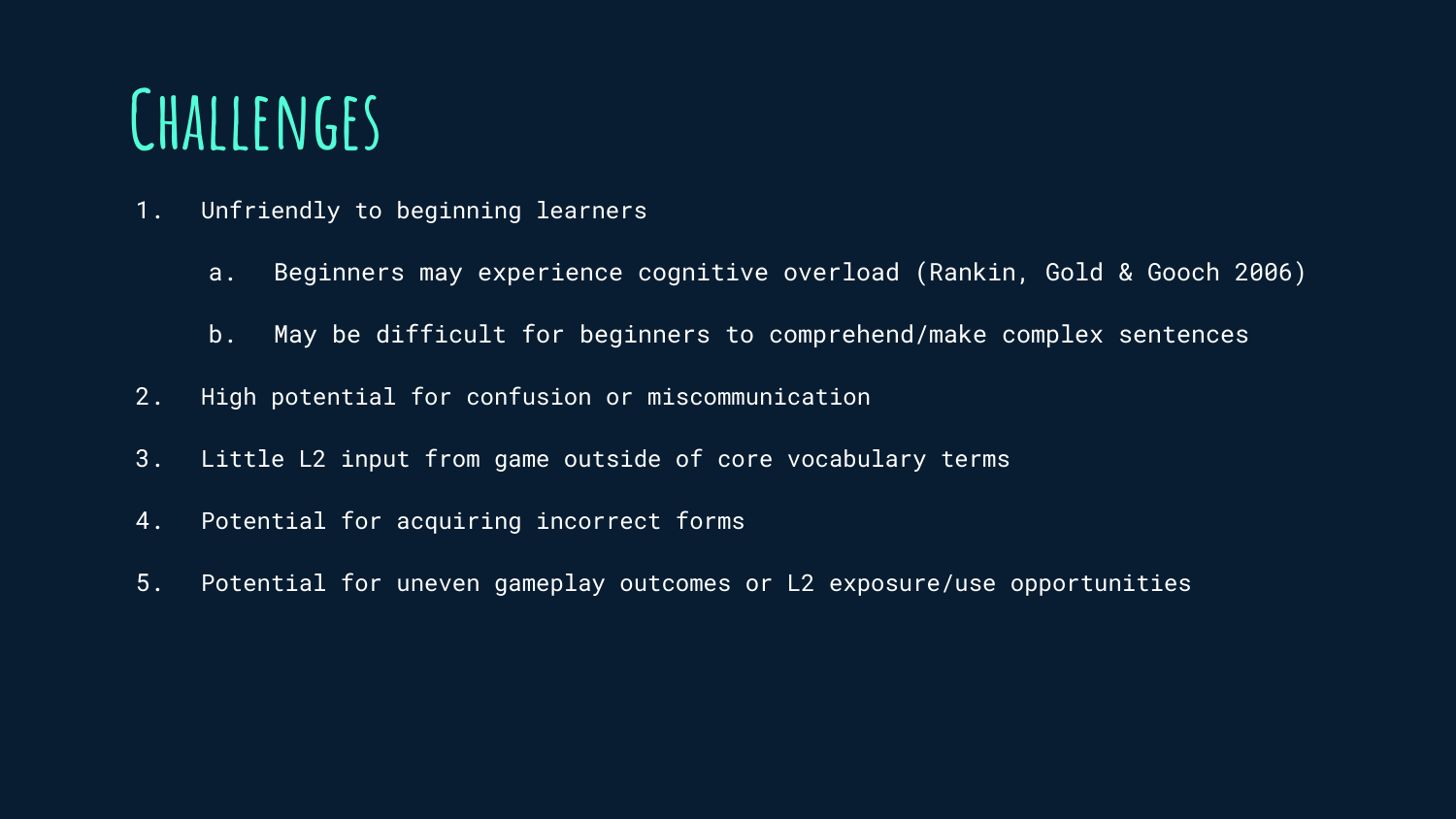# Challenges

1. Unfriendly to beginning learners
    a. Beginners may experience cognitive overload (Rankin, Gold & Gooch 2006)
    b. May be difficult for beginners to comprehend/make complex sentences
2. High potential for confusion or miscommunication
3. Little L2 input from game outside of core vocabulary terms
4. Potential for acquiring incorrect forms
5. Potential for uneven gameplay outcomes or L2 exposure/use opportunities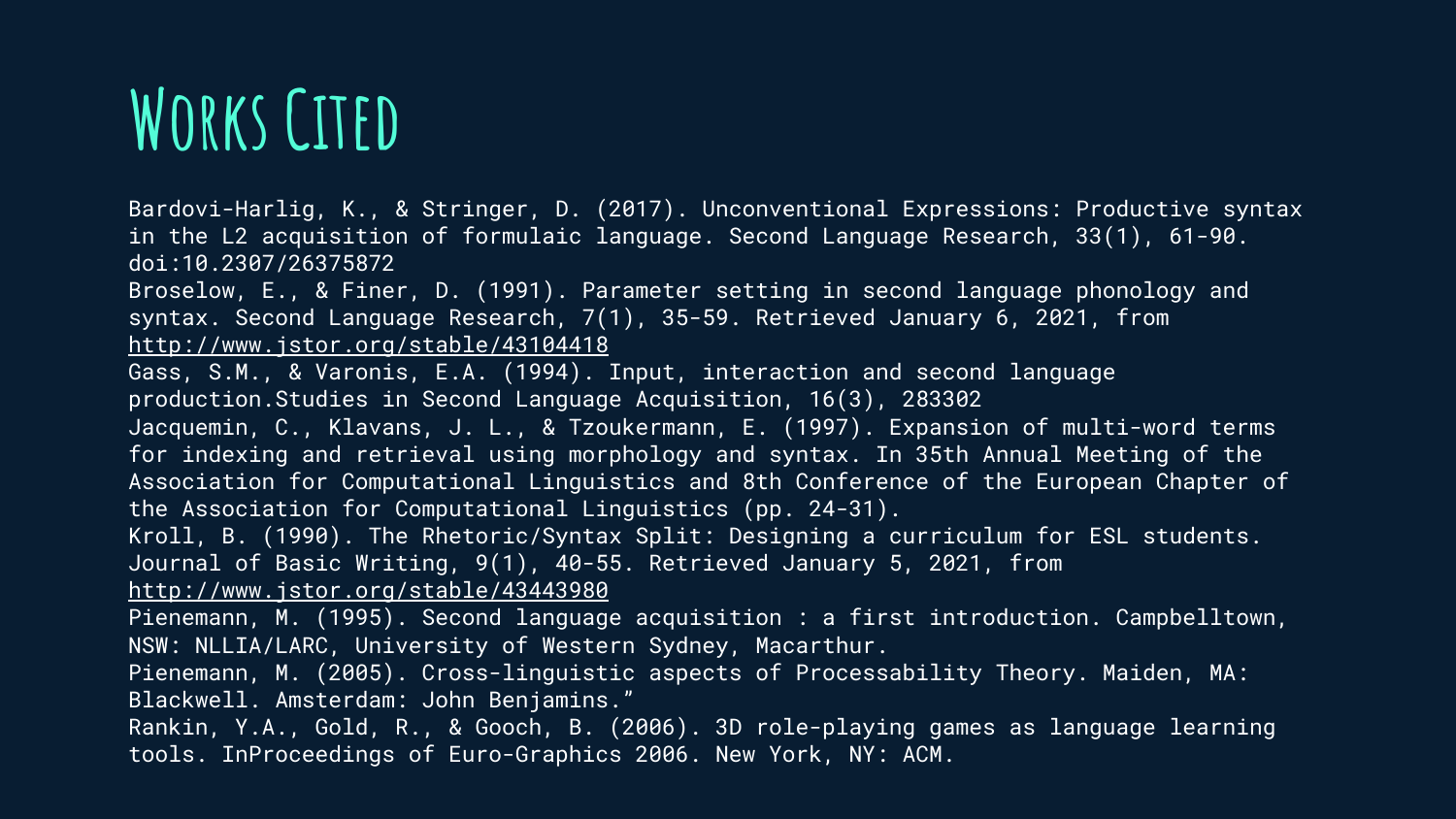# Works Cited

Bardovi-Harlig, K., & Stringer, D. (2017). Unconventional Expressions: Productive syntax in the L2 acquisition of formulaic language. Second Language Research, 33(1), 61-90. doi:10.2307/26375872

Broselow, E., & Finer, D. (1991). Parameter setting in second language phonology and syntax. Second Language Research, 7(1), 35-59. Retrieved January 6, 2021, from http://www.jstor.org/stable/43104418

Gass, S.M., & Varonis, E.A. (1994). Input, interaction and second language production.Studies in Second Language Acquisition, 16(3), 283302

Jacquemin, C., Klavans, J. L., & Tzoukermann, E. (1997). Expansion of multi-word terms for indexing and retrieval using morphology and syntax. In 35th Annual Meeting of the Association for Computational Linguistics and 8th Conference of the European Chapter of the Association for Computational Linguistics (pp. 24-31).

Kroll, B. (1990). The Rhetoric/Syntax Split: Designing a curriculum for ESL students. Journal of Basic Writing, 9(1), 40-55. Retrieved January 5, 2021, from http://www.jstor.org/stable/43443980

Pienemann, M. (1995). Second language acquisition : a first introduction. Campbelltown, NSW: NLLIA/LARC, University of Western Sydney, Macarthur.

Pienemann, M. (2005). Cross-linguistic aspects of Processability Theory. Maiden, MA: Blackwell. Amsterdam: John Benjamins."

Rankin, Y.A., Gold, R., & Gooch, B. (2006). 3D role-playing games as language learning tools. InProceedings of Euro-Graphics 2006. New York, NY: ACM.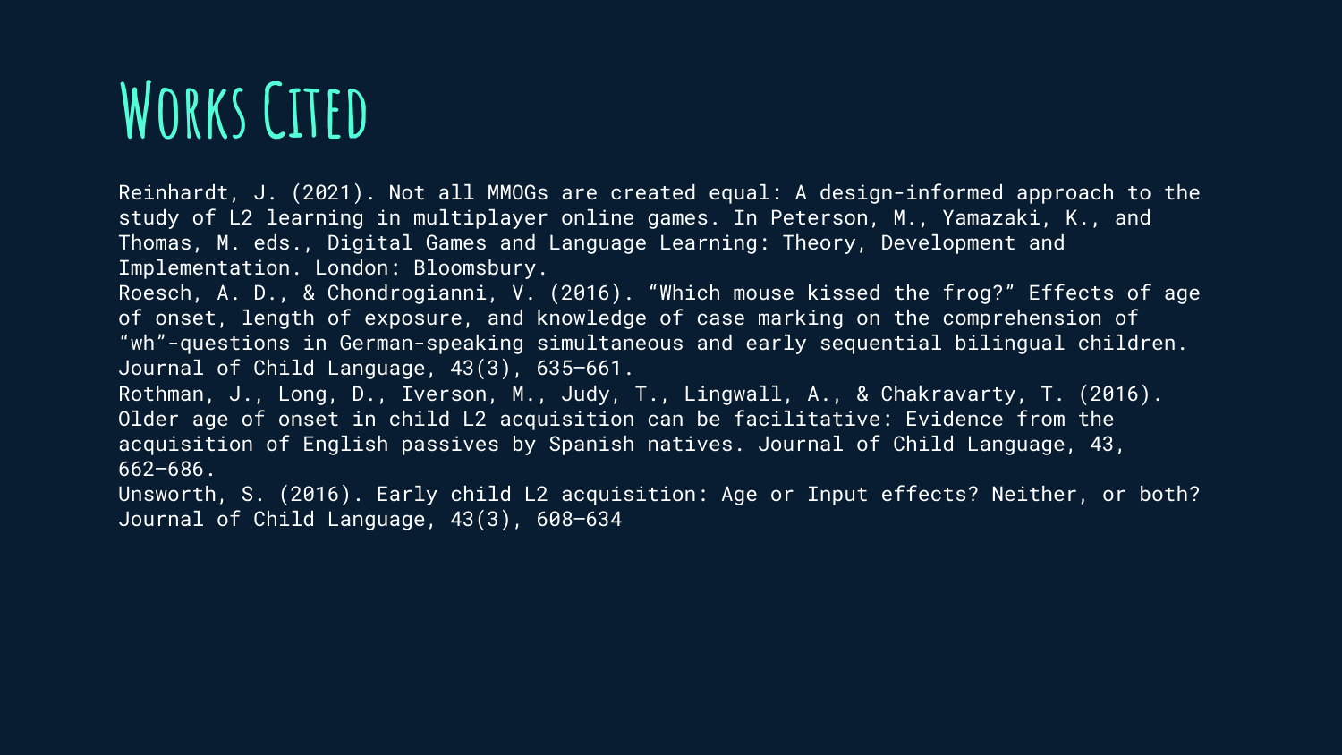# Works Cited

Reinhardt, J. (2021). Not all MMOGs are created equal: A design-informed approach to the study of L2 learning in multiplayer online games. In Peterson, M., Yamazaki, K., and Thomas, M. eds., Digital Games and Language Learning: Theory, Development and Implementation. London: Bloomsbury.

Roesch, A. D., & Chondrogianni, V. (2016). “Which mouse kissed the frog?” Effects of age of onset, length of exposure, and knowledge of case marking on the comprehension of “wh”-questions in German-speaking simultaneous and early sequential bilingual children. Journal of Child Language, 43(3), 635–661.

Rothman, J., Long, D., Iverson, M., Judy, T., Lingwall, A., & Chakravarty, T. (2016). Older age of onset in child L2 acquisition can be facilitative: Evidence from the acquisition of English passives by Spanish natives. Journal of Child Language, 43, 662–686.

Unsworth, S. (2016). Early child L2 acquisition: Age or Input effects? Neither, or both? Journal of Child Language, 43(3), 608–634